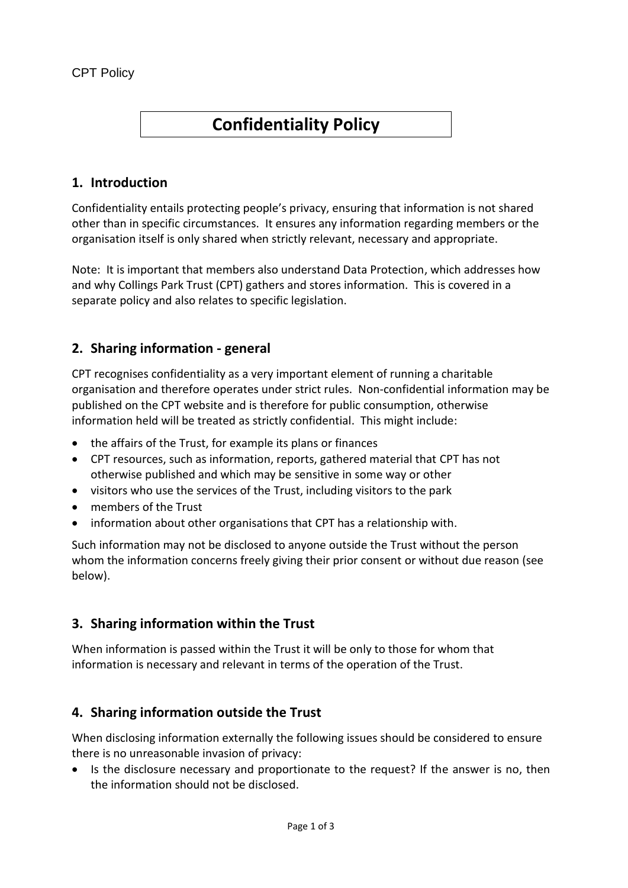# Confidentiality Policy

## 1. Introduction

Confidentiality entails protecting people's privacy, ensuring that information is not shared other than in specific circumstances. It ensures any information regarding members or the organisation itself is only shared when strictly relevant, necessary and appropriate.

Note: It is important that members also understand Data Protection, which addresses how and why Collings Park Trust (CPT) gathers and stores information. This is covered in a separate policy and also relates to specific legislation.

## 2. Sharing information - general

CPT recognises confidentiality as a very important element of running a charitable organisation and therefore operates under strict rules. Non-confidential information may be published on the CPT website and is therefore for public consumption, otherwise information held will be treated as strictly confidential. This might include:

- the affairs of the Trust, for example its plans or finances
- CPT resources, such as information, reports, gathered material that CPT has not otherwise published and which may be sensitive in some way or other
- visitors who use the services of the Trust, including visitors to the park
- members of the Trust
- information about other organisations that CPT has a relationship with.

Such information may not be disclosed to anyone outside the Trust without the person whom the information concerns freely giving their prior consent or without due reason (see below).

## 3. Sharing information within the Trust

When information is passed within the Trust it will be only to those for whom that information is necessary and relevant in terms of the operation of the Trust.

## 4. Sharing information outside the Trust

When disclosing information externally the following issues should be considered to ensure there is no unreasonable invasion of privacy:

- Is the disclosure necessary and proportionate to the request? If the answer is no, then the information should not be disclosed.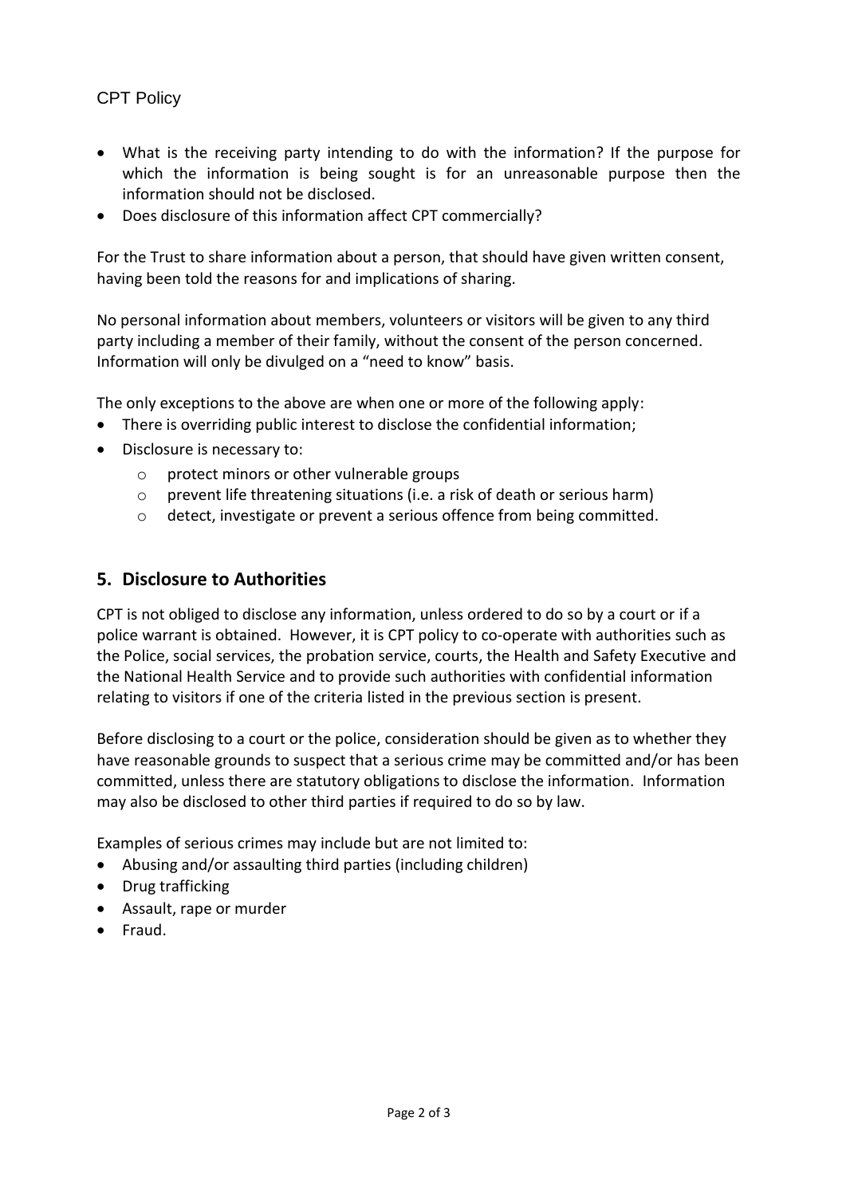- What is the receiving party intending to do with the information? If the purpose for which the information is being sought is for an unreasonable purpose then the information should not be disclosed.
- Does disclosure of this information affect CPT commercially?

For the Trust to share information about a person, that should have given written consent, having been told the reasons for and implications of sharing.

No personal information about members, volunteers or visitors will be given to any third party including a member of their family, without the consent of the person concerned. Information will only be divulged on a "need to know" basis.

The only exceptions to the above are when one or more of the following apply:

- There is overriding public interest to disclose the confidential information;
- Disclosure is necessary to:
  - protect minors or other vulnerable groups
  - prevent life threatening situations (i.e. a risk of death or serious harm)
  - detect, investigate or prevent a serious offence from being committed.

## 5. Disclosure to Authorities

CPT is not obliged to disclose any information, unless ordered to do so by a court or if a police warrant is obtained. However, it is CPT policy to co-operate with authorities such as the Police, social services, the probation service, courts, the Health and Safety Executive and the National Health Service and to provide such authorities with confidential information relating to visitors if one of the criteria listed in the previous section is present.

Before disclosing to a court or the police, consideration should be given as to whether they have reasonable grounds to suspect that a serious crime may be committed and/or has been committed, unless there are statutory obligations to disclose the information. Information may also be disclosed to other third parties if required to do so by law.

Examples of serious crimes may include but are not limited to:

- Abusing and/or assaulting third parties (including children)
- Drug trafficking
- Assault, rape or murder
- Fraud.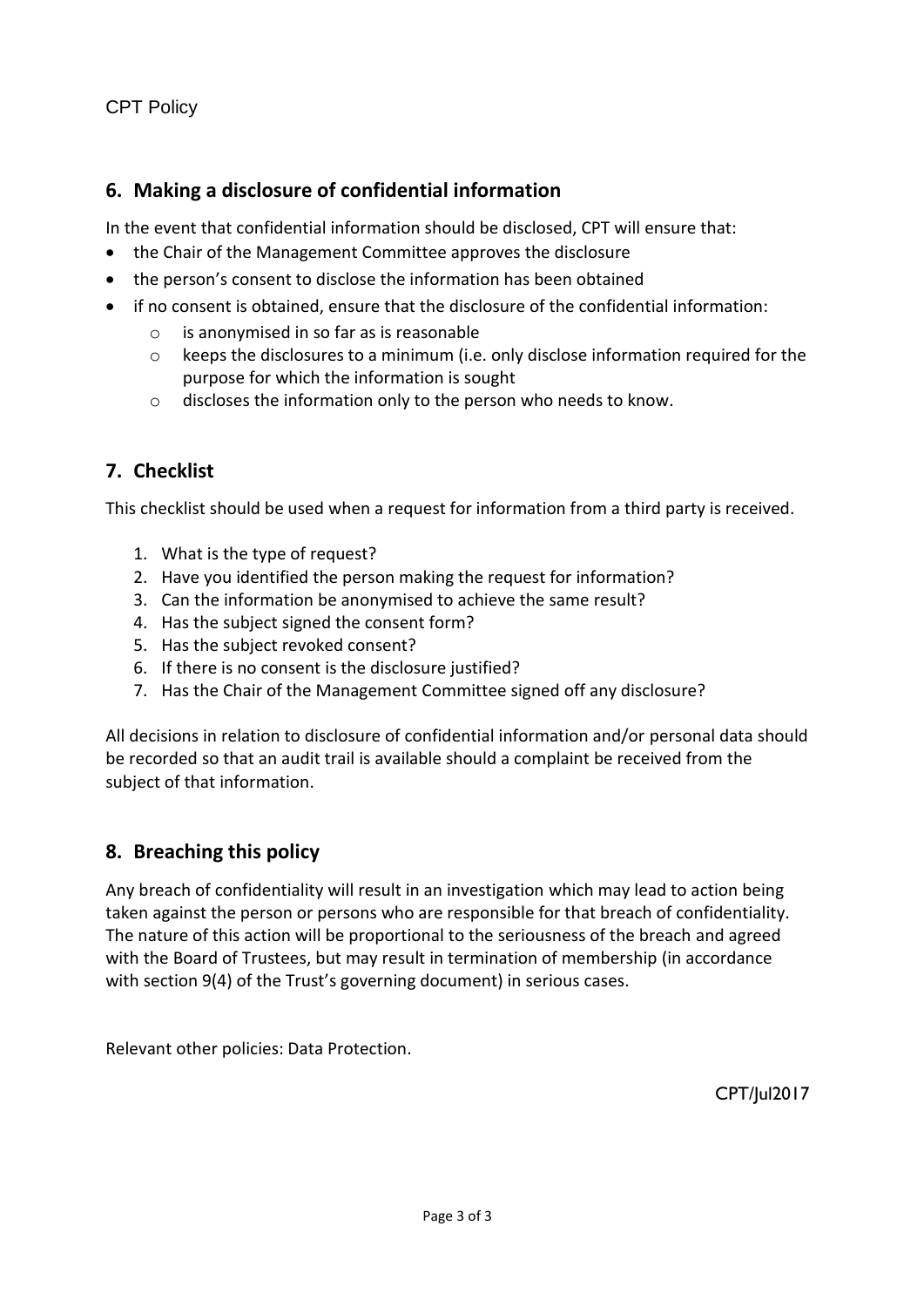## 6. Making a disclosure of confidential information

In the event that confidential information should be disclosed, CPT will ensure that:

- the Chair of the Management Committee approves the disclosure
- the person's consent to disclose the information has been obtained
- if no consent is obtained, ensure that the disclosure of the confidential information:
  - is anonymised in so far as is reasonable
  - keeps the disclosures to a minimum (i.e. only disclose information required for the purpose for which the information is sought
  - discloses the information only to the person who needs to know.

## 7. Checklist

This checklist should be used when a request for information from a third party is received.

1. What is the type of request?
2. Have you identified the person making the request for information?
3. Can the information be anonymised to achieve the same result?
4. Has the subject signed the consent form?
5. Has the subject revoked consent?
6. If there is no consent is the disclosure justified?
7. Has the Chair of the Management Committee signed off any disclosure?

All decisions in relation to disclosure of confidential information and/or personal data should be recorded so that an audit trail is available should a complaint be received from the subject of that information.

## 8. Breaching this policy

Any breach of confidentiality will result in an investigation which may lead to action being taken against the person or persons who are responsible for that breach of confidentiality. The nature of this action will be proportional to the seriousness of the breach and agreed with the Board of Trustees, but may result in termination of membership (in accordance with section 9(4) of the Trust's governing document) in serious cases.

Relevant other policies: Data Protection.

CPT/Jul2017